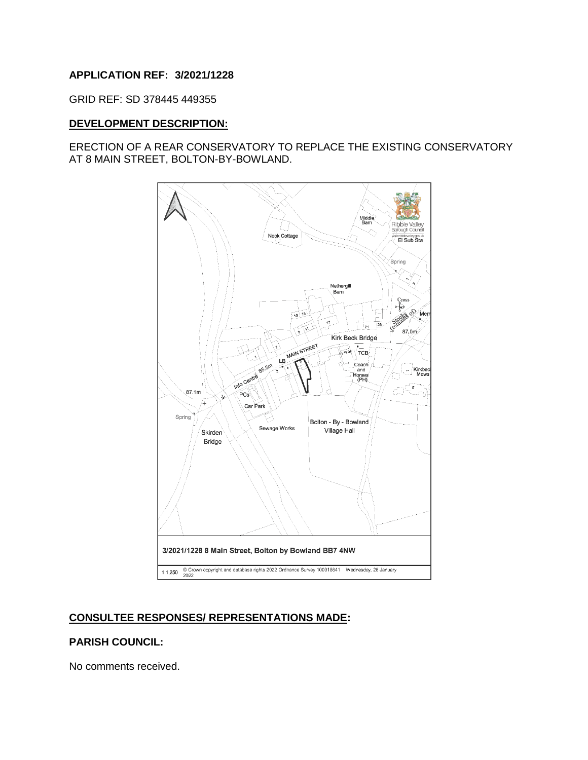**APPLICATION REF: 3/2021/1228**

GRID REF: SD 378445 449355

## DEVELOPMENT DESCRIPTION:

ERECTION OF A REAR CONSERVATORY TO REPLACE THE EXISTING CONSERVATORY AT 8 MAIN STREET, BOLTON-BY-BOWLAND.

3/2021/1228 8 Main Street, Bolton by Bowland BB7 4NW

1:1,250 © Crown copyright and database rights 2022 Ordnance Survey 100018641 Wednesday, 26 January 2022

## CONSULTEE RESPONSES/ REPRESENTATIONS MADE:

### PARISH COUNCIL:

No comments received.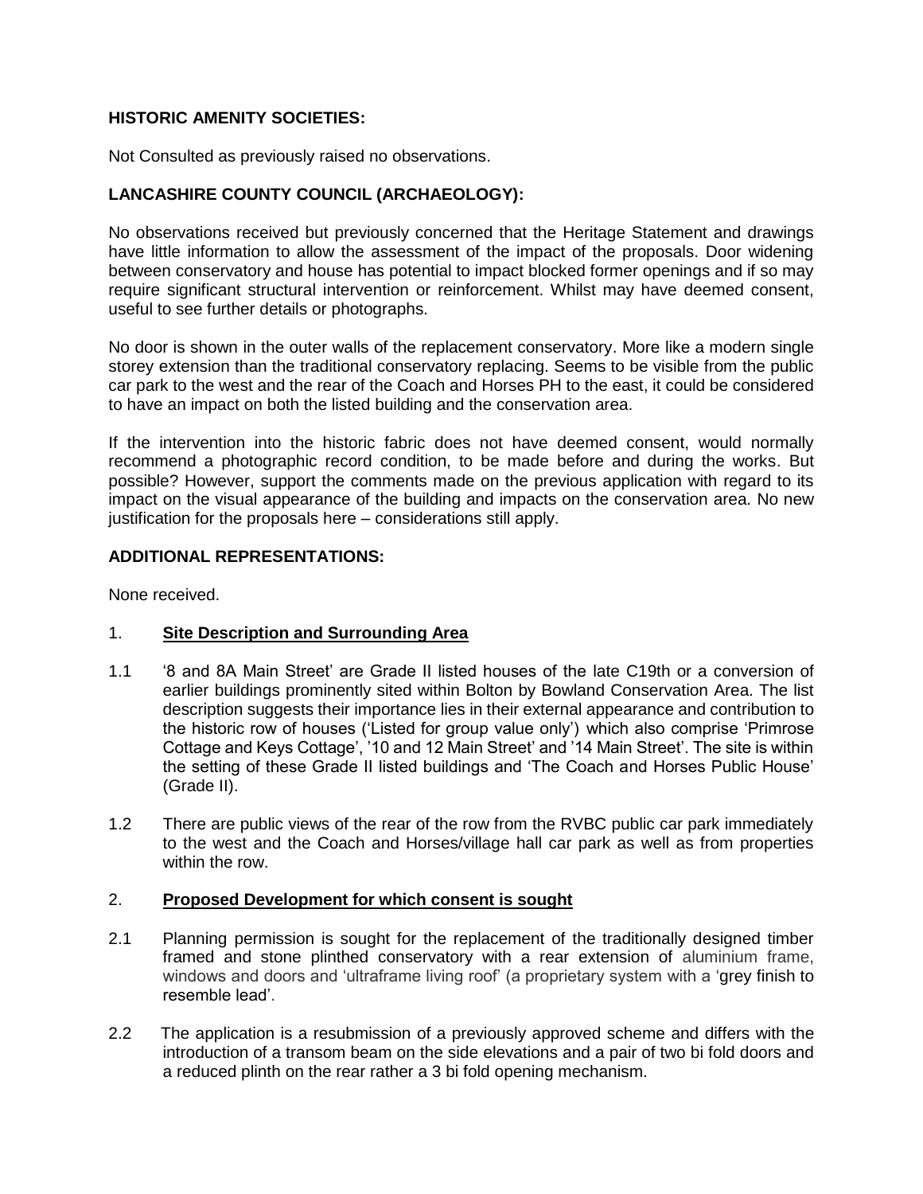**HISTORIC AMENITY SOCIETIES:**

Not Consulted as previously raised no observations.

**LANCASHIRE COUNTY COUNCIL (ARCHAEOLOGY):**

No observations received but previously concerned that the Heritage Statement and drawings have little information to allow the assessment of the impact of the proposals. Door widening between conservatory and house has potential to impact blocked former openings and if so may require significant structural intervention or reinforcement. Whilst may have deemed consent, useful to see further details or photographs.

No door is shown in the outer walls of the replacement conservatory. More like a modern single storey extension than the traditional conservatory replacing. Seems to be visible from the public car park to the west and the rear of the Coach and Horses PH to the east, it could be considered to have an impact on both the listed building and the conservation area.

If the intervention into the historic fabric does not have deemed consent, would normally recommend a photographic record condition, to be made before and during the works. But possible? However, support the comments made on the previous application with regard to its impact on the visual appearance of the building and impacts on the conservation area. No new justification for the proposals here – considerations still apply.

**ADDITIONAL REPRESENTATIONS:**

None received.

1. **Site Description and Surrounding Area**

1.1 '8 and 8A Main Street' are Grade II listed houses of the late C19th or a conversion of earlier buildings prominently sited within Bolton by Bowland Conservation Area. The list description suggests their importance lies in their external appearance and contribution to the historic row of houses ('Listed for group value only') which also comprise 'Primrose Cottage and Keys Cottage', '10 and 12 Main Street' and '14 Main Street'. The site is within the setting of these Grade II listed buildings and 'The Coach and Horses Public House' (Grade II).

1.2 There are public views of the rear of the row from the RVBC public car park immediately to the west and the Coach and Horses/village hall car park as well as from properties within the row.

2. **Proposed Development for which consent is sought**

2.1 Planning permission is sought for the replacement of the traditionally designed timber framed and stone plinthed conservatory with a rear extension of aluminium frame, windows and doors and 'ultraframe living roof' (a proprietary system with a 'grey finish to resemble lead'.

2.2 The application is a resubmission of a previously approved scheme and differs with the introduction of a transom beam on the side elevations and a pair of two bi fold doors and a reduced plinth on the rear rather a 3 bi fold opening mechanism.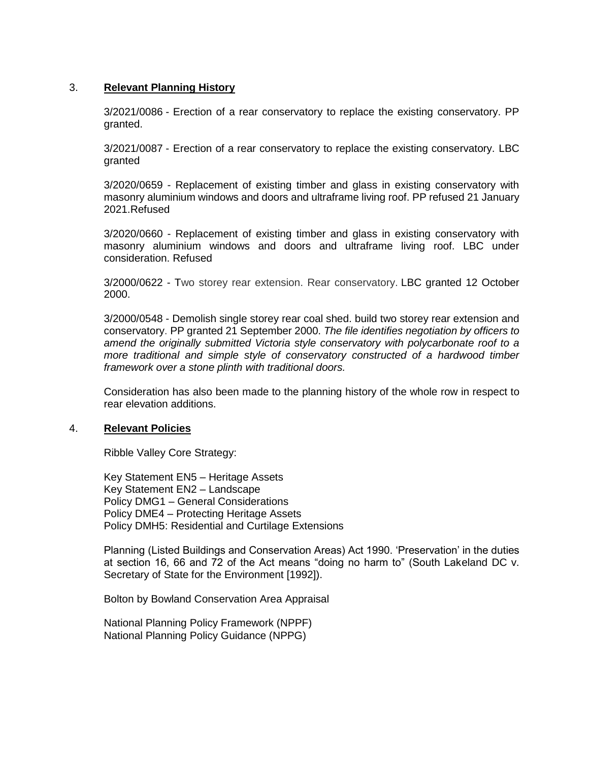## 3. **Relevant Planning History**

3/2021/0086 - Erection of a rear conservatory to replace the existing conservatory. PP granted.

3/2021/0087 - Erection of a rear conservatory to replace the existing conservatory. LBC granted

3/2020/0659 - Replacement of existing timber and glass in existing conservatory with masonry aluminium windows and doors and ultraframe living roof. PP refused 21 January 2021.Refused

3/2020/0660 - Replacement of existing timber and glass in existing conservatory with masonry aluminium windows and doors and ultraframe living roof. LBC under consideration. Refused

3/2000/0622 - Two storey rear extension. Rear conservatory. LBC granted 12 October 2000.

3/2000/0548 - Demolish single storey rear coal shed. build two storey rear extension and conservatory. PP granted 21 September 2000. *The file identifies negotiation by officers to amend the originally submitted Victoria style conservatory with polycarbonate roof to a more traditional and simple style of conservatory constructed of a hardwood timber framework over a stone plinth with traditional doors.*

Consideration has also been made to the planning history of the whole row in respect to rear elevation additions.

## 4. **Relevant Policies**

Ribble Valley Core Strategy:

Key Statement EN5 – Heritage Assets
Key Statement EN2 – Landscape
Policy DMG1 – General Considerations
Policy DME4 – Protecting Heritage Assets
Policy DMH5: Residential and Curtilage Extensions

Planning (Listed Buildings and Conservation Areas) Act 1990. 'Preservation' in the duties at section 16, 66 and 72 of the Act means "doing no harm to" (South Lakeland DC v. Secretary of State for the Environment [1992]).

Bolton by Bowland Conservation Area Appraisal

National Planning Policy Framework (NPPF)
National Planning Policy Guidance (NPPG)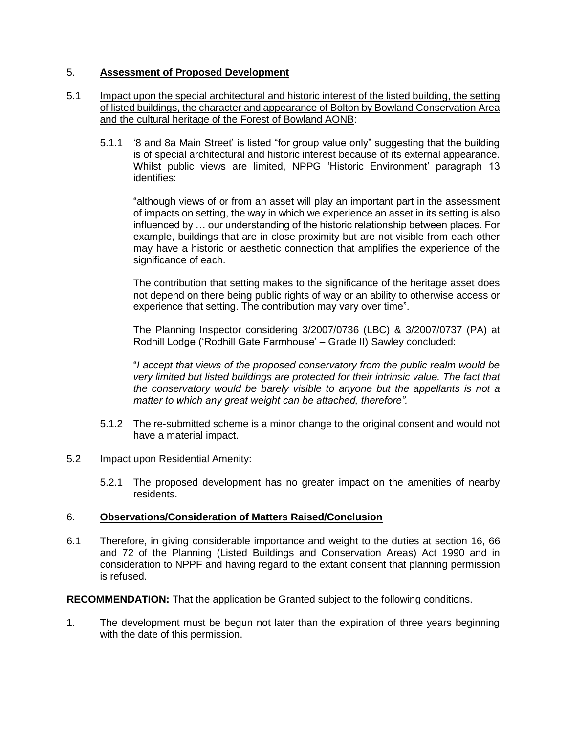5. **Assessment of Proposed Development**

5.1 Impact upon the special architectural and historic interest of the listed building, the setting of listed buildings, the character and appearance of Bolton by Bowland Conservation Area and the cultural heritage of the Forest of Bowland AONB:

5.1.1 '8 and 8a Main Street' is listed "for group value only" suggesting that the building is of special architectural and historic interest because of its external appearance. Whilst public views are limited, NPPG 'Historic Environment' paragraph 13 identifies:

"although views of or from an asset will play an important part in the assessment of impacts on setting, the way in which we experience an asset in its setting is also influenced by … our understanding of the historic relationship between places. For example, buildings that are in close proximity but are not visible from each other may have a historic or aesthetic connection that amplifies the experience of the significance of each.

The contribution that setting makes to the significance of the heritage asset does not depend on there being public rights of way or an ability to otherwise access or experience that setting. The contribution may vary over time".

The Planning Inspector considering 3/2007/0736 (LBC) & 3/2007/0737 (PA) at Rodhill Lodge ('Rodhill Gate Farmhouse' – Grade II) Sawley concluded:

"*I accept that views of the proposed conservatory from the public realm would be very limited but listed buildings are protected for their intrinsic value. The fact that the conservatory would be barely visible to anyone but the appellants is not a matter to which any great weight can be attached, therefore".*

5.1.2 The re-submitted scheme is a minor change to the original consent and would not have a material impact.

5.2 Impact upon Residential Amenity:

5.2.1 The proposed development has no greater impact on the amenities of nearby residents.

6. **Observations/Consideration of Matters Raised/Conclusion**

6.1 Therefore, in giving considerable importance and weight to the duties at section 16, 66 and 72 of the Planning (Listed Buildings and Conservation Areas) Act 1990 and in consideration to NPPF and having regard to the extant consent that planning permission is refused.

**RECOMMENDATION:** That the application be Granted subject to the following conditions.

1. The development must be begun not later than the expiration of three years beginning with the date of this permission.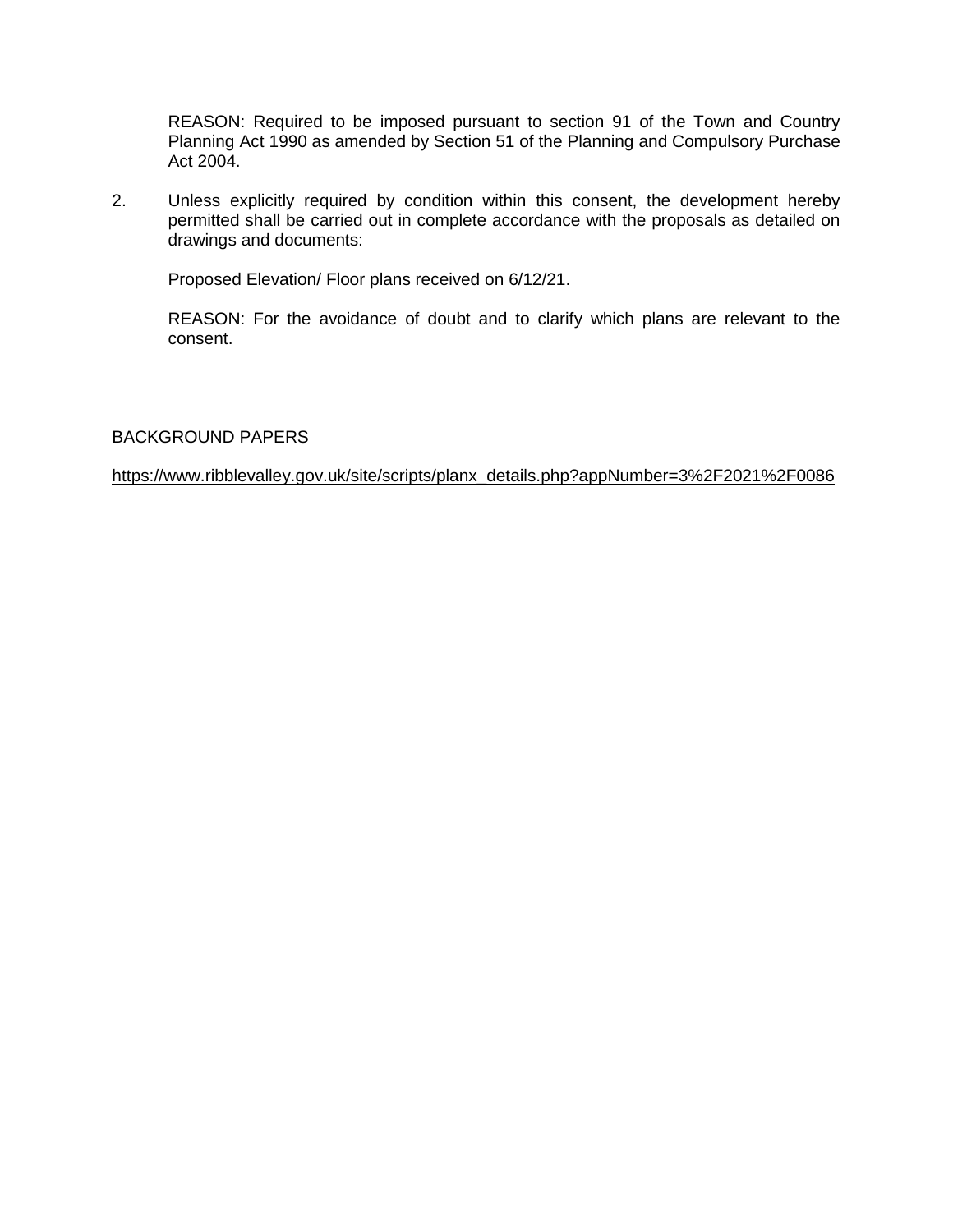REASON: Required to be imposed pursuant to section 91 of the Town and Country Planning Act 1990 as amended by Section 51 of the Planning and Compulsory Purchase Act 2004.

2. Unless explicitly required by condition within this consent, the development hereby permitted shall be carried out in complete accordance with the proposals as detailed on drawings and documents:

   Proposed Elevation/ Floor plans received on 6/12/21.

   REASON: For the avoidance of doubt and to clarify which plans are relevant to the consent.

BACKGROUND PAPERS

https://www.ribblevalley.gov.uk/site/scripts/planx_details.php?appNumber=3%2F2021%2F0086